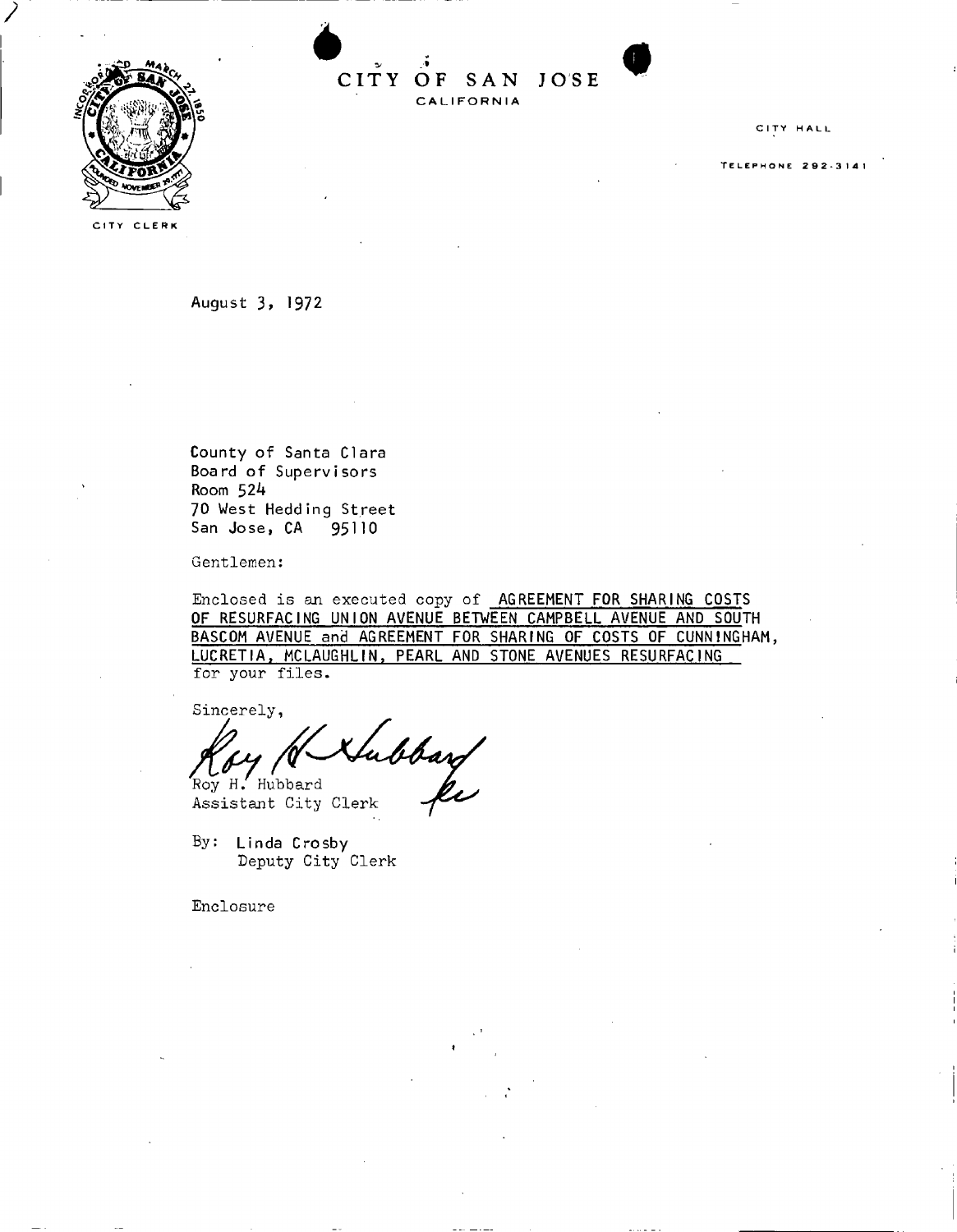# CITY OF SAN JOSE
CALIFORNIA

CITY CLERK

CITY HALL

TELEPHONE 292-3141

August 3, 1972

County of Santa Clara
Board of Supervisors
Room 524
70 West Hedding Street
San Jose, CA 95110

Gentlemen:

Enclosed is an executed copy of AGREEMENT FOR SHARING COSTS OF RESURFACING UNION AVENUE BETWEEN CAMPBELL AVENUE AND SOUTH BASCOM AVENUE and AGREEMENT FOR SHARING OF COSTS OF CUNNINGHAM, LUCRETIA, MCLAUGHLIN, PEARL AND STONE AVENUES RESURFACING for your files.

Sincerely,

Roy H. Hubbard
Assistant City Clerk

By: Linda Crosby
Deputy City Clerk

Enclosure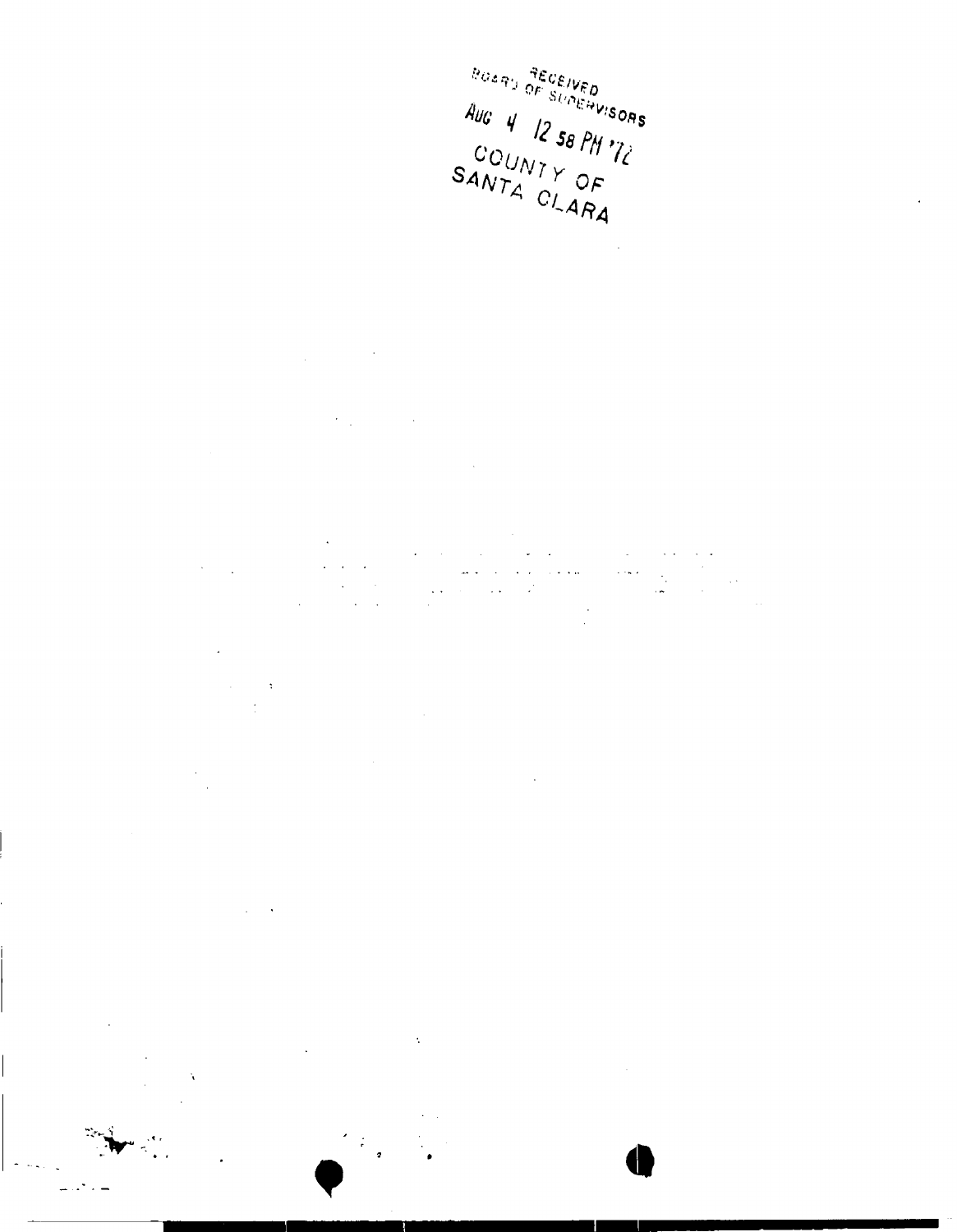RECEIVED
BOARD OF SUPERVISORS

AUG 4 12 58 PM '72

COUNTY OF
SANTA CLARA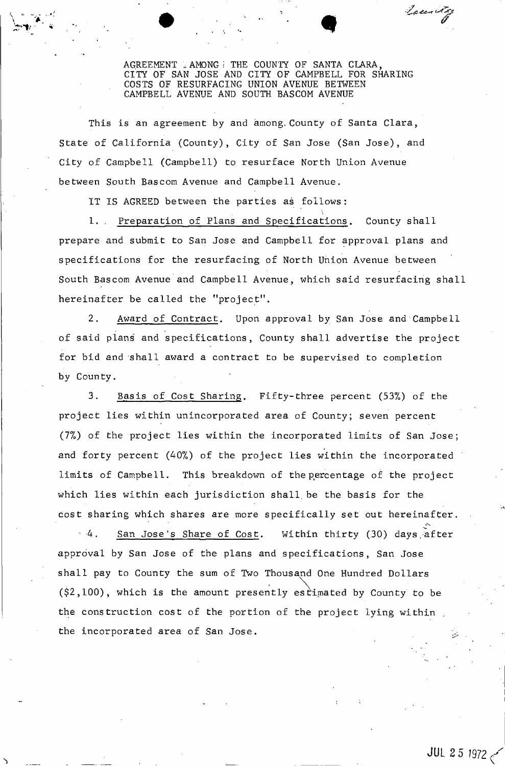AGREEMENT AMONG THE COUNTY OF SANTA CLARA, CITY OF SAN JOSE AND CITY OF CAMPBELL FOR SHARING COSTS OF RESURFACING UNION AVENUE BETWEEN CAMPBELL AVENUE AND SOUTH BASCOM AVENUE

This is an agreement by and among County of Santa Clara, State of California (County), City of San Jose (San Jose), and City of Campbell (Campbell) to resurface North Union Avenue between South Bascom Avenue and Campbell Avenue.

IT IS AGREED between the parties as follows:

1. Preparation of Plans and Specifications. County shall prepare and submit to San Jose and Campbell for approval plans and specifications for the resurfacing of North Union Avenue between South Bascom Avenue and Campbell Avenue, which said resurfacing shall hereinafter be called the "project".

2. Award of Contract. Upon approval by San Jose and Campbell of said plans and specifications, County shall advertise the project for bid and shall award a contract to be supervised to completion by County.

3. Basis of Cost Sharing. Fifty-three percent (53%) of the project lies within unincorporated area of County; seven percent (7%) of the project lies within the incorporated limits of San Jose; and forty percent (40%) of the project lies within the incorporated limits of Campbell. This breakdown of the percentage of the project which lies within each jurisdiction shall be the basis for the cost sharing which shares are more specifically set out hereinafter.

4. San Jose's Share of Cost. Within thirty (30) days after approval by San Jose of the plans and specifications, San Jose shall pay to County the sum of Two Thousand One Hundred Dollars ($2,100), which is the amount presently estimated by County to be the construction cost of the portion of the project lying within the incorporated area of San Jose.

JUL 25 1972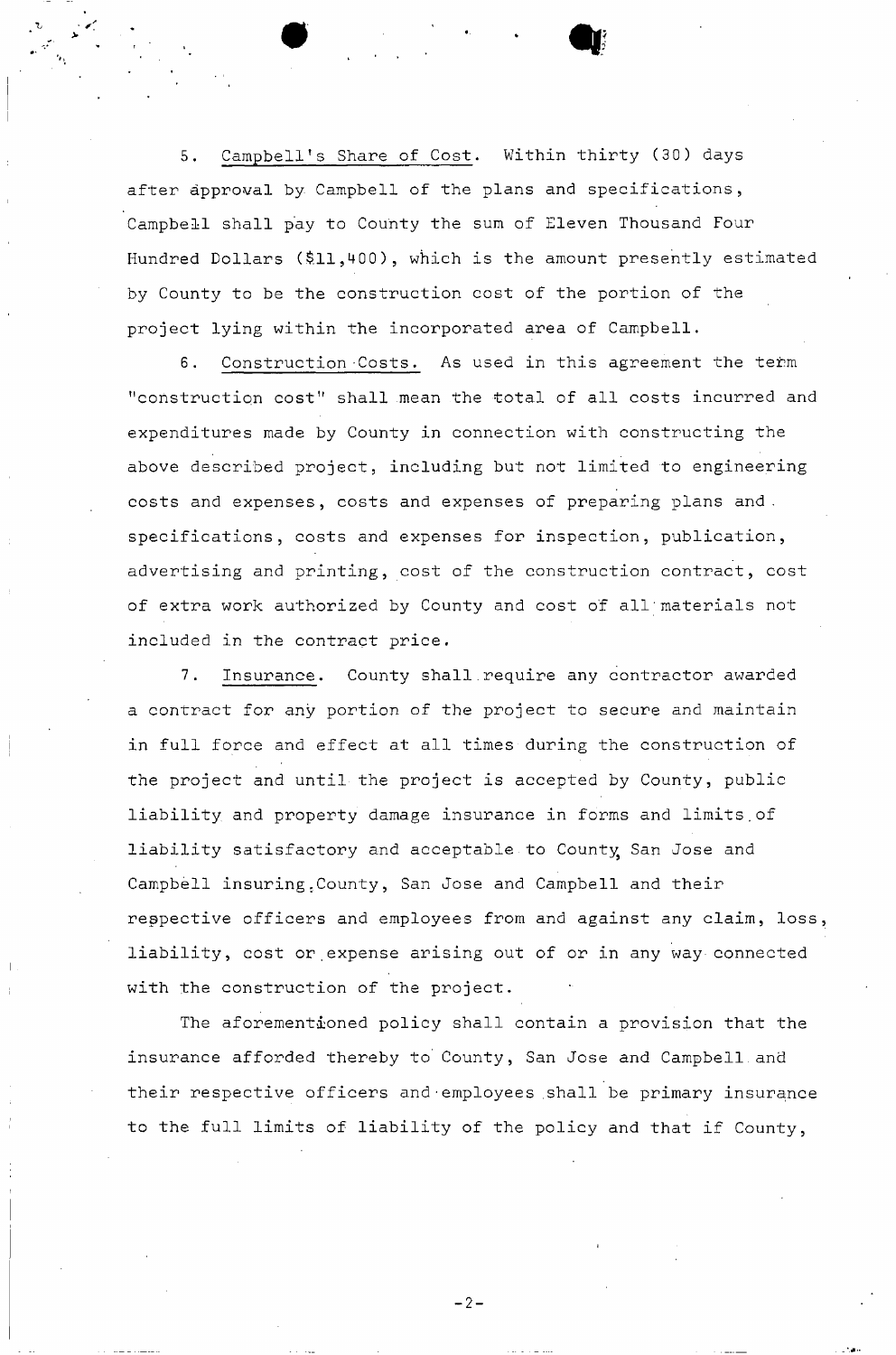5. Campbell's Share of Cost. Within thirty (30) days after approval by Campbell of the plans and specifications, Campbell shall pay to County the sum of Eleven Thousand Four Hundred Dollars ($11,400), which is the amount presently estimated by County to be the construction cost of the portion of the project lying within the incorporated area of Campbell.

6. Construction Costs. As used in this agreement the term "construction cost" shall mean the total of all costs incurred and expenditures made by County in connection with constructing the above described project, including but not limited to engineering costs and expenses, costs and expenses of preparing plans and specifications, costs and expenses for inspection, publication, advertising and printing, cost of the construction contract, cost of extra work authorized by County and cost of all materials not included in the contract price.

7. Insurance. County shall require any contractor awarded a contract for any portion of the project to secure and maintain in full force and effect at all times during the construction of the project and until the project is accepted by County, public liability and property damage insurance in forms and limits of liability satisfactory and acceptable to County, San Jose and Campbell insuring County, San Jose and Campbell and their respective officers and employees from and against any claim, loss, liability, cost or expense arising out of or in any way connected with the construction of the project.

The aforementioned policy shall contain a provision that the insurance afforded thereby to County, San Jose and Campbell and their respective officers and employees shall be primary insurance to the full limits of liability of the policy and that if County,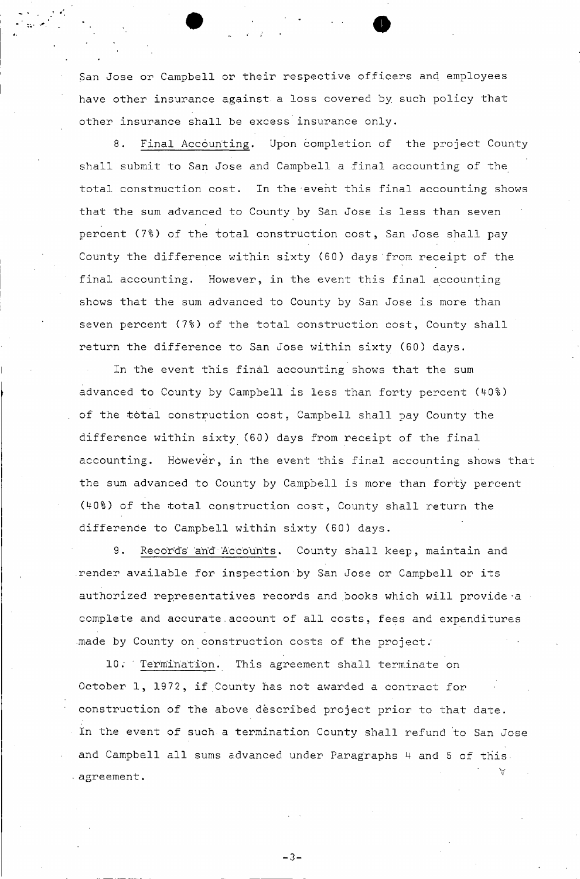San Jose or Campbell or their respective officers and employees have other insurance against a loss covered by such policy that other insurance shall be excess insurance only.

8. Final Accounting. Upon completion of the project County shall submit to San Jose and Campbell a final accounting of the total construction cost. In the event this final accounting shows that the sum advanced to County by San Jose is less than seven percent (7%) of the total construction cost, San Jose shall pay County the difference within sixty (60) days from receipt of the final accounting. However, in the event this final accounting shows that the sum advanced to County by San Jose is more than seven percent (7%) of the total construction cost, County shall return the difference to San Jose within sixty (60) days.

In the event this final accounting shows that the sum advanced to County by Campbell is less than forty percent (40%) of the total construction cost, Campbell shall pay County the difference within sixty (60) days from receipt of the final accounting. However, in the event this final accounting shows that the sum advanced to County by Campbell is more than forty percent (40%) of the total construction cost, County shall return the difference to Campbell within sixty (60) days.

9. Records and Accounts. County shall keep, maintain and render available for inspection by San Jose or Campbell or its authorized representatives records and books which will provide a complete and accurate account of all costs, fees and expenditures made by County on construction costs of the project.

10. Termination. This agreement shall terminate on October 1, 1972, if County has not awarded a contract for construction of the above described project prior to that date. In the event of such a termination County shall refund to San Jose and Campbell all sums advanced under Paragraphs 4 and 5 of this agreement.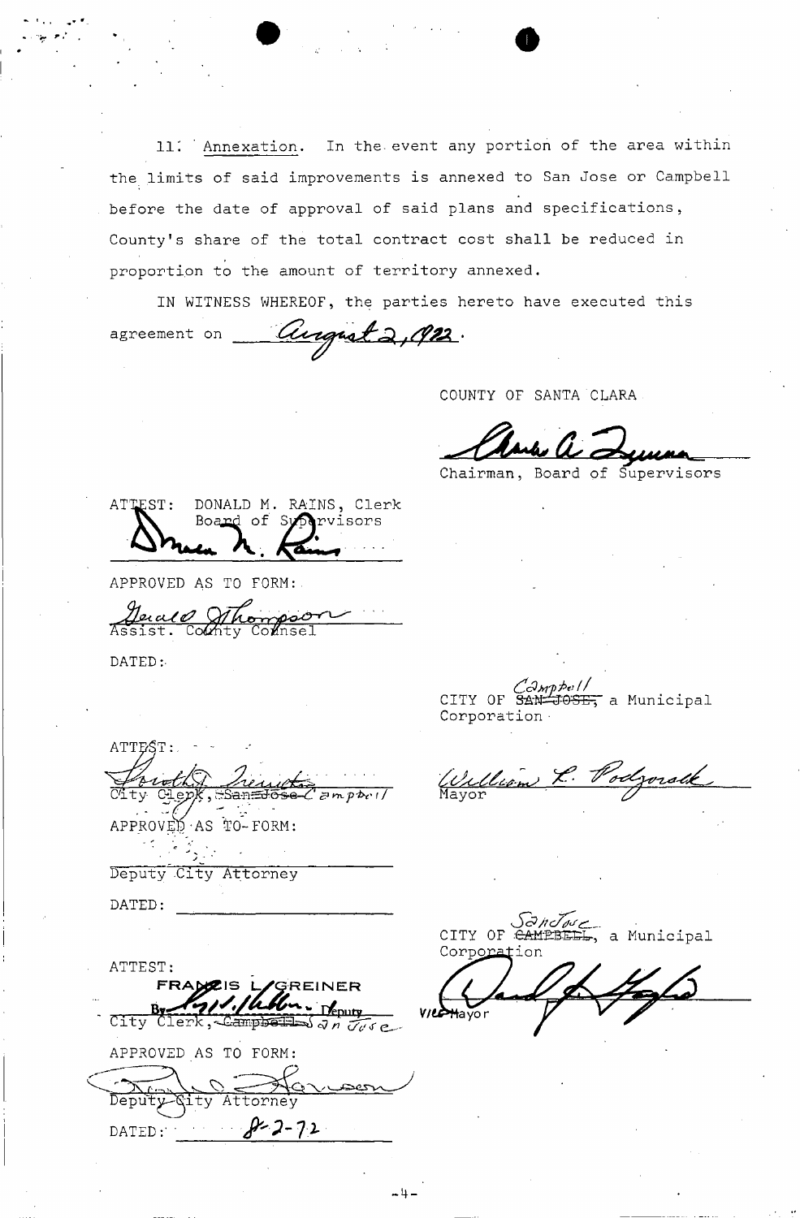11. Annexation. In the event any portion of the area within the limits of said improvements is annexed to San Jose or Campbell before the date of approval of said plans and specifications, County's share of the total contract cost shall be reduced in proportion to the amount of territory annexed.

IN WITNESS WHEREOF, the parties hereto have executed this agreement on August 2, 1972.

COUNTY OF SANTA CLARA

Chairman, Board of Supervisors

ATTEST: DONALD M. RAINS, Clerk
Board of Supervisors

APPROVED AS TO FORM:

Gerald Thompson
Assist. County Counsel

DATED:

CITY OF ~~SAN JOSE,~~ Campbell a Municipal Corporation

ATTEST:

City Clerk, ~~San Jose~~ Campbell

William L. Podgorsek
Mayor

APPROVED AS TO FORM:

Deputy City Attorney

DATED: \_\_\_\_\_\_\_\_\_\_\_\_

CITY OF ~~CAMPBELL,~~ San Jose a Municipal Corporation

Vice Mayor

ATTEST:
FRANCIS L. GREINER
By Deputy
City Clerk, ~~Campbell~~ San Jose

APPROVED AS TO FORM:

Deputy City Attorney

DATED: 8-2-72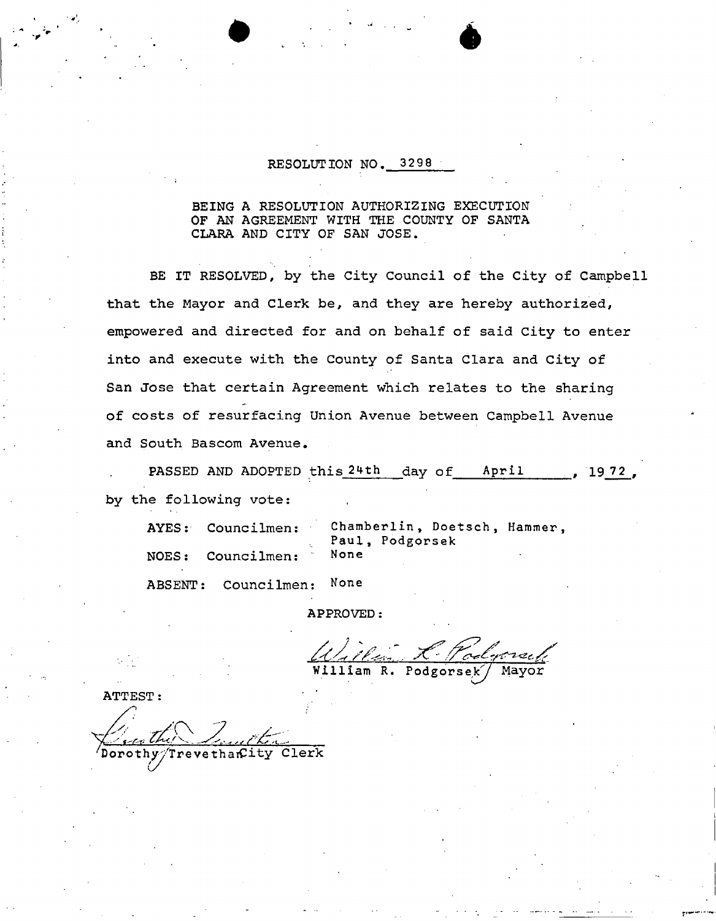RESOLUTION NO. 3298

BEING A RESOLUTION AUTHORIZING EXECUTION OF AN AGREEMENT WITH THE COUNTY OF SANTA CLARA AND CITY OF SAN JOSE.

BE IT RESOLVED, by the City Council of the City of Campbell that the Mayor and Clerk be, and they are hereby authorized, empowered and directed for and on behalf of said City to enter into and execute with the County of Santa Clara and City of San Jose that certain Agreement which relates to the sharing of costs of resurfacing Union Avenue between Campbell Avenue and South Bascom Avenue.

PASSED AND ADOPTED this 24th day of April, 1972, by the following vote:

AYES: Councilmen: Chamberlin, Doetsch, Hammer, Paul, Podgorsek

NOES: Councilmen: None

ABSENT: Councilmen: None

APPROVED:

William R. Podgorsek Mayor

ATTEST:

Dorothy Trevethan City Clerk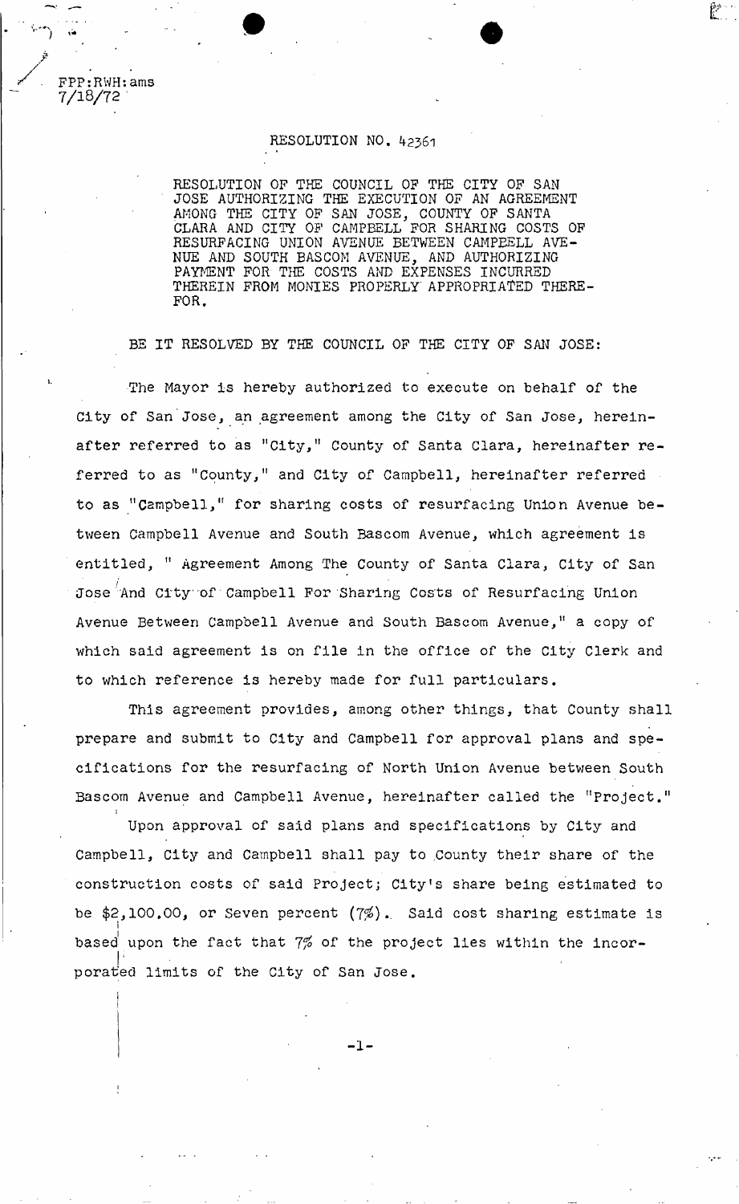FPP:RWH:ams
7/18/72

RESOLUTION NO. 42361

RESOLUTION OF THE COUNCIL OF THE CITY OF SAN JOSE AUTHORIZING THE EXECUTION OF AN AGREEMENT AMONG THE CITY OF SAN JOSE, COUNTY OF SANTA CLARA AND CITY OF CAMPBELL FOR SHARING COSTS OF RESURFACING UNION AVENUE BETWEEN CAMPBELL AVENUE AND SOUTH BASCOM AVENUE, AND AUTHORIZING PAYMENT FOR THE COSTS AND EXPENSES INCURRED THEREIN FROM MONIES PROPERLY APPROPRIATED THEREFOR.

BE IT RESOLVED BY THE COUNCIL OF THE CITY OF SAN JOSE:

The Mayor is hereby authorized to execute on behalf of the City of San Jose, an agreement among the City of San Jose, hereinafter referred to as "City," County of Santa Clara, hereinafter referred to as "County," and City of Campbell, hereinafter referred to as "Campbell," for sharing costs of resurfacing Union Avenue between Campbell Avenue and South Bascom Avenue, which agreement is entitled, " Agreement Among The County of Santa Clara, City of San Jose And City of Campbell For Sharing Costs of Resurfacing Union Avenue Between Campbell Avenue and South Bascom Avenue," a copy of which said agreement is on file in the office of the City Clerk and to which reference is hereby made for full particulars.

This agreement provides, among other things, that County shall prepare and submit to City and Campbell for approval plans and specifications for the resurfacing of North Union Avenue between South Bascom Avenue and Campbell Avenue, hereinafter called the "Project."

Upon approval of said plans and specifications by City and Campbell, City and Campbell shall pay to County their share of the construction costs of said Project; City's share being estimated to be $2,100.00, or Seven percent (7%). Said cost sharing estimate is based upon the fact that 7% of the project lies within the incorporated limits of the City of San Jose.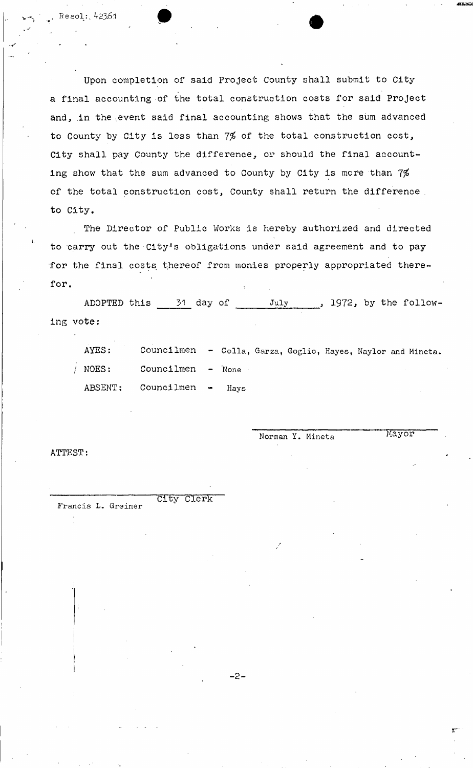Resol: 42361

Upon completion of said Project County shall submit to City a final accounting of the total construction costs for said Project and, in the event said final accounting shows that the sum advanced to County by City is less than 7% of the total construction cost, City shall pay County the difference, or should the final accounting show that the sum advanced to County by City is more than 7% of the total construction cost, County shall return the difference to City.

The Director of Public Works is hereby authorized and directed to carry out the City's obligations under said agreement and to pay for the final costs thereof from monies properly appropriated therefor.

ADOPTED this 31 day of July, 1972, by the following vote:

AYES: Councilmen - Colla, Garza, Goglio, Hayes, Naylor and Mineta.

NOES: Councilmen - None

ABSENT: Councilmen - Hays

Norman Y. Mineta
Mayor

ATTEST:

Francis L. Greiner
City Clerk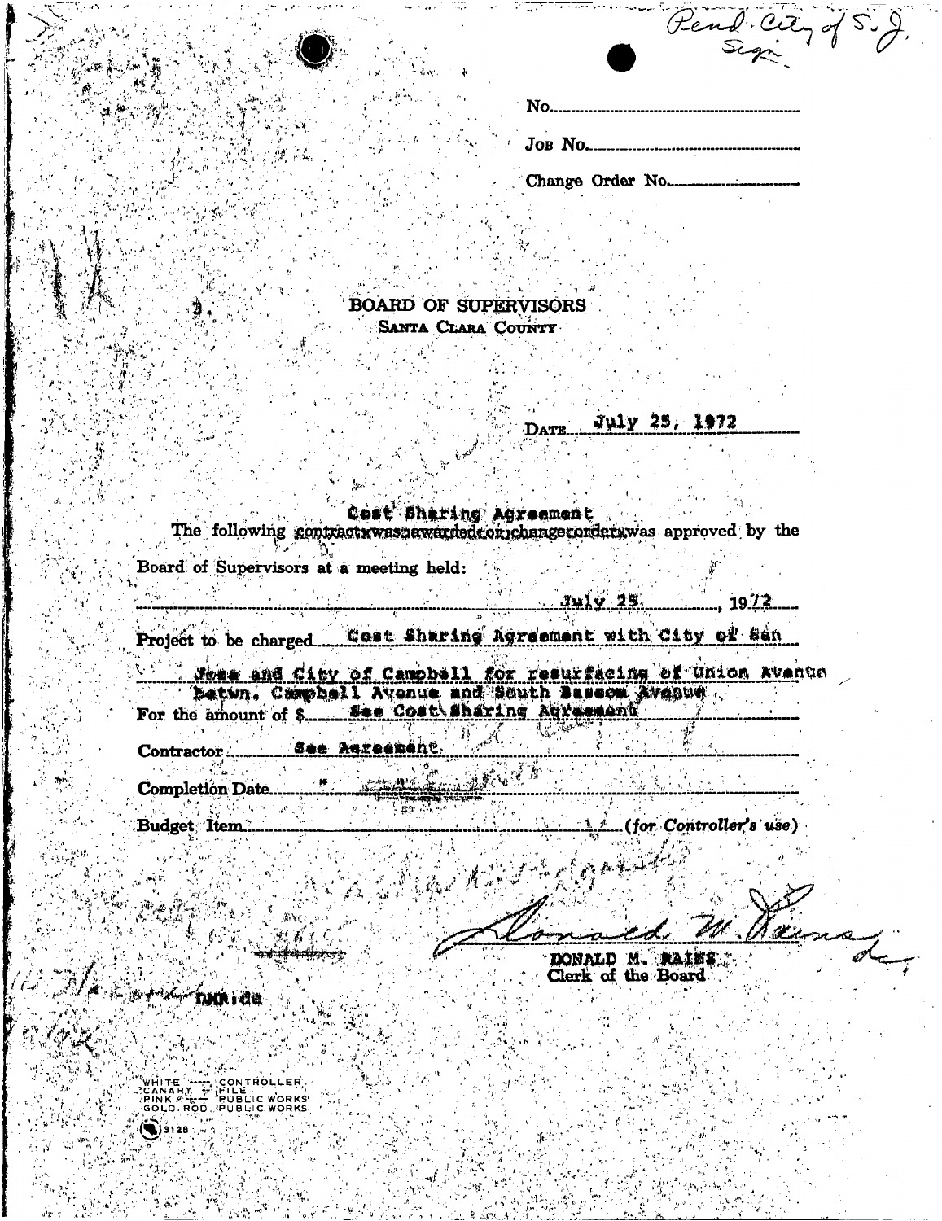Pend. City of S. J. Sign

No.

Job No.

Change Order No.

3.

# BOARD OF SUPERVISORS

## SANTA CLARA COUNTY

DATE July 25, 1972

Cost Sharing Agreement

The following ~~contract was awarded or change order~~ was approved by the Board of Supervisors at a meeting held:

July 25, 1972

Project to be charged Cost Sharing Agreement with City of San Jose and City of Campbell for resurfacing of Union Avenue Betwn. Campbell Avenue and South Bascom Avenue

For the amount of $ See Cost Sharing Agreement

Contractor See Agreement.

Completion Date

Budget Item (for Controller's use)

DONALD M. RAINS
Clerk of the Board

DMR:de

WHITE — CONTROLLER
CANARY — FILE
PINK — PUBLIC WORKS
GOLD. ROD. PUBLIC WORKS

3128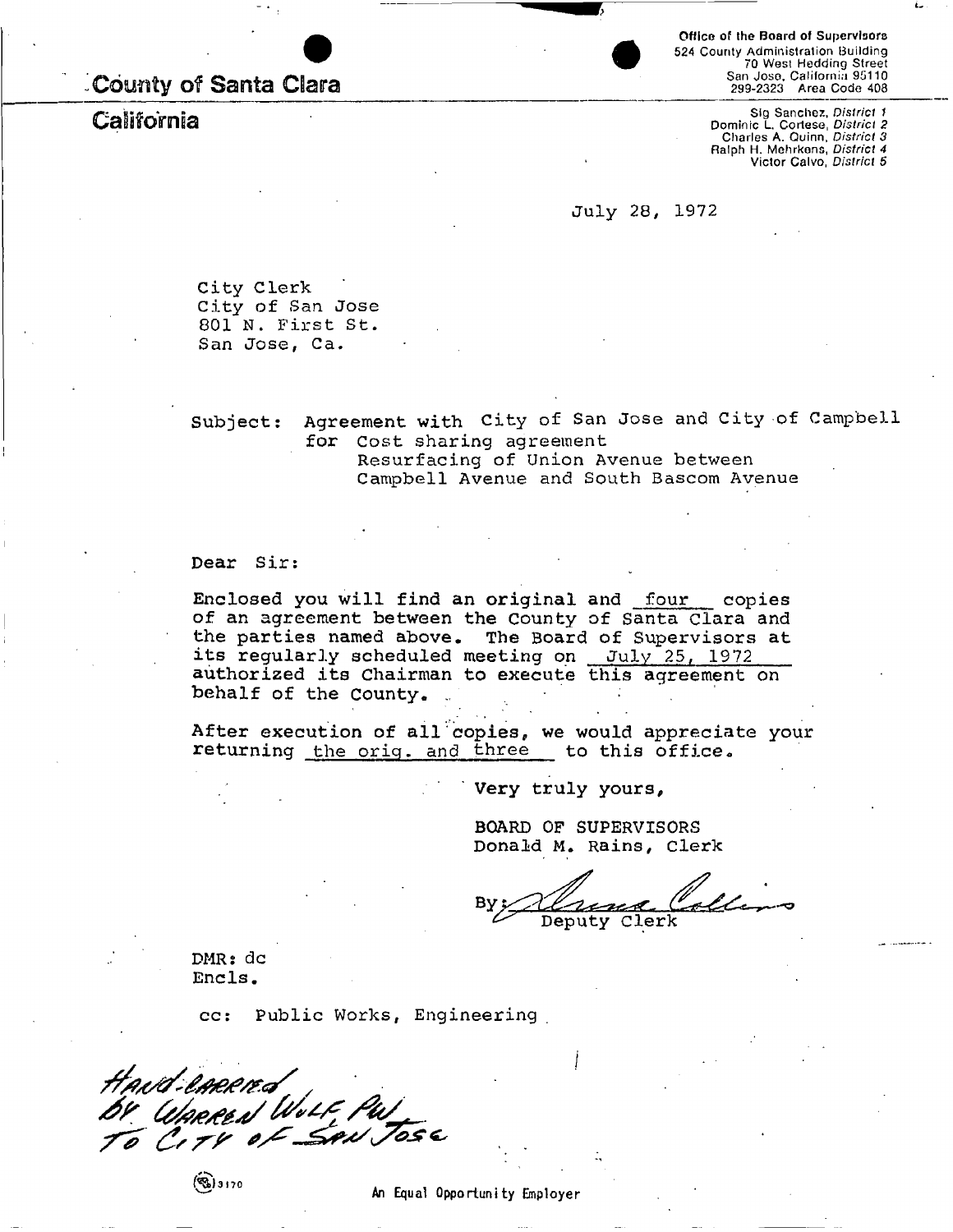# County of Santa Clara

## California

Office of the Board of Supervisors
524 County Administration Building
70 West Hedding Street
San Jose, California 95110
299-2323 Area Code 408

Sig Sanchez, *District 1*
Dominic L. Cortese, *District 2*
Charles A. Quinn, *District 3*
Ralph H. Mehrkens, *District 4*
Victor Calvo, *District 5*

July 28, 1972

City Clerk
City of San Jose
801 N. First St.
San Jose, Ca.

Subject: Agreement with City of San Jose and City of Campbell
for Cost sharing agreement
Resurfacing of Union Avenue between
Campbell Avenue and South Bascom Avenue

Dear Sir:

Enclosed you will find an original and four copies of an agreement between the County of Santa Clara and the parties named above. The Board of Supervisors at its regularly scheduled meeting on July 25, 1972 authorized its Chairman to execute this agreement on behalf of the County.

After execution of all copies, we would appreciate your returning the orig. and three to this office.

Very truly yours,

BOARD OF SUPERVISORS
Donald M. Rains, Clerk

By: Deputy Clerk

DMR: dc
Encls.

cc: Public Works, Engineering

Hand-carried by Warren Wolf PW to City of San Jose

3170

An Equal Opportunity Employer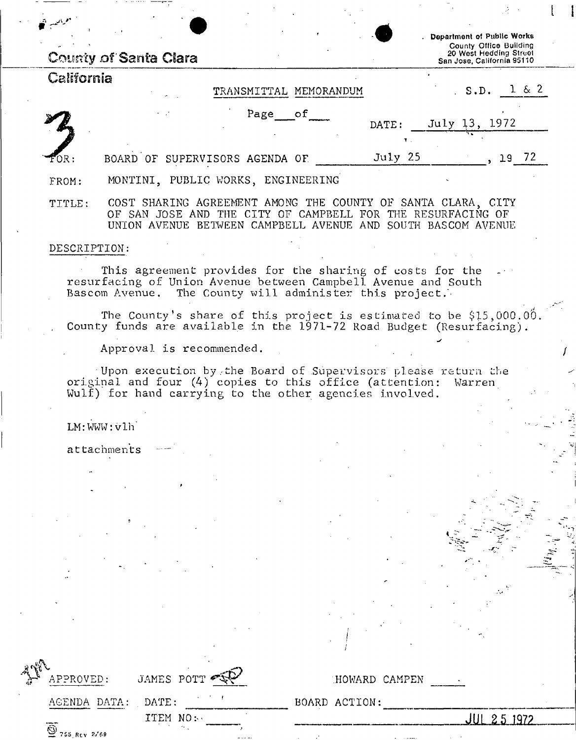**County of Santa Clara**

**California**

Department of Public Works
County Office Building
20 West Hedding Street
San Jose, California 95110

3

TRANSMITTAL MEMORANDUM

S.D. 1 & 2

Page ___ of ___

DATE: July 13, 1972

FOR: BOARD OF SUPERVISORS AGENDA OF July 25, 19 72

FROM: MONTINI, PUBLIC WORKS, ENGINEERING

TITLE: COST SHARING AGREEMENT AMONG THE COUNTY OF SANTA CLARA, CITY OF SAN JOSE AND THE CITY OF CAMPBELL FOR THE RESURFACING OF UNION AVENUE BETWEEN CAMPBELL AVENUE AND SOUTH BASCOM AVENUE

DESCRIPTION:

This agreement provides for the sharing of costs for the resurfacing of Union Avenue between Campbell Avenue and South Bascom Avenue. The County will administer this project.

The County's share of this project is estimated to be $15,000.00. County funds are available in the 1971-72 Road Budget (Resurfacing).

Approval is recommended.

Upon execution by the Board of Supervisors please return the original and four (4) copies to this office (attention: Warren Wulf) for hand carrying to the other agencies involved.

LM:WWW:vlh

attachments

APPROVED: JAMES POTT HOWARD CAMPEN

AGENDA DATA: DATE: BOARD ACTION:

ITEM NO:

JUL 25 1972

755 Rev 2/69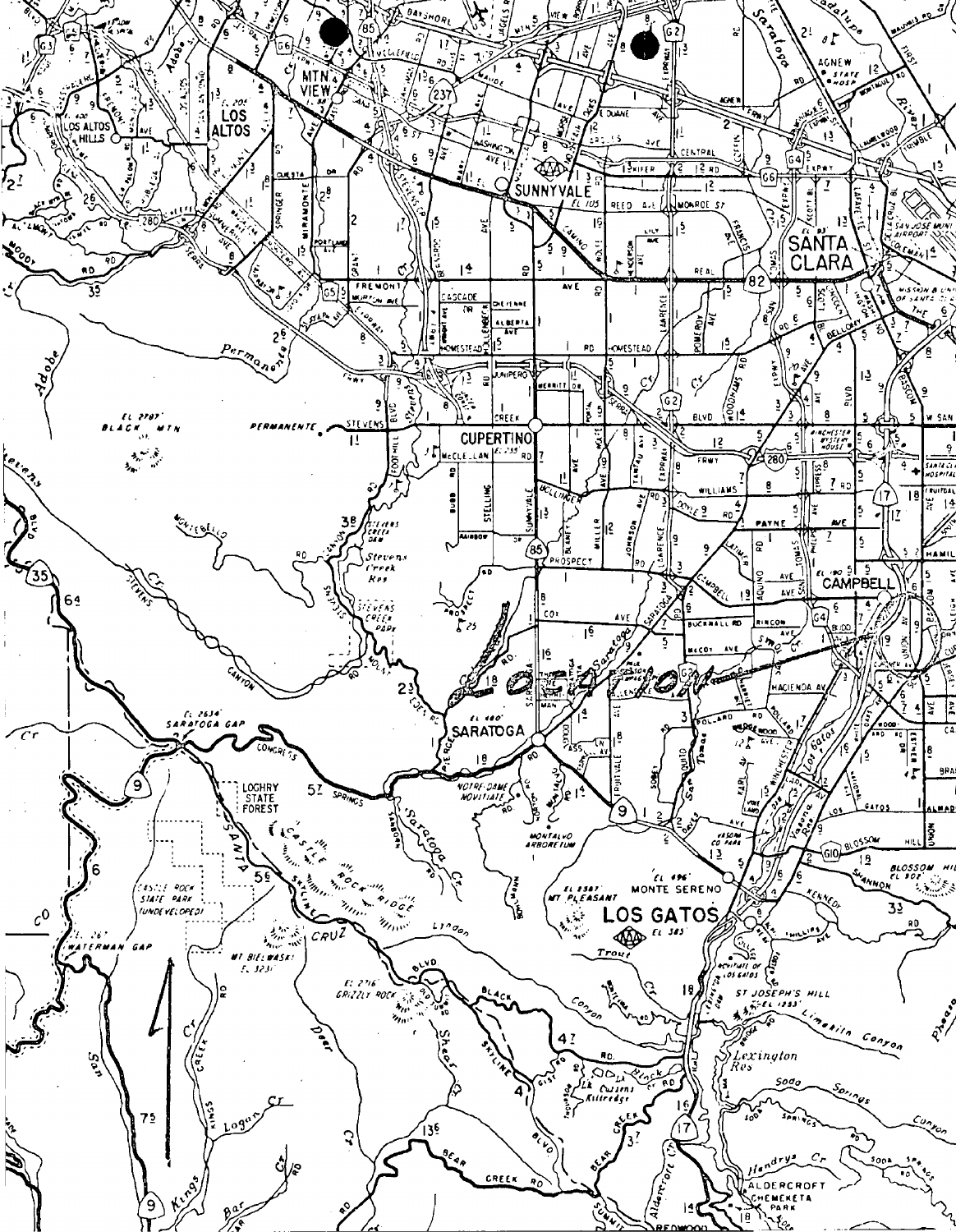MTN VIEW

LOS ALTOS

LOS ALTOS HILLS

SUNNYVALE

SANTA CLARA

CUPERTINO

CAMPBELL

SARATOGA

LOS GATOS

MONTE SERENO

EL 2787' BLACK MTN

PERMANENTE

STEVENS CREEK RES

STEVENS CREEK PARK

EL 2634' SARATOGA GAP

CONGRESS SPRINGS

LOGHRY STATE FOREST

CASTLE ROCK RIDGE

CASTLE ROCK STATE PARK (UNDEVELOPED)

WATERMAN GAP

MT BIELWASKI EL 3231

SANTA CRUZ SKYLINE BLVD

EL 2716' GRIZZLY ROCK

NOTRE DAME NOVITIATE

MONTALVO ARBORETUM

EL 2587' MT PLEASANT

ST JOSEPH'S HILL EL 1253'

Lexington Res

ALDERCROFT

CHEMEKETA PARK

BLOSSOM HILL EL 902

BEAR CREEK RD

BLACK RD

Saratoga Cr

Los Gatos Cr

Permanente Cr

Stevens Cr

Lyndon Canyon

Trout Cr

Limekiln Canyon

Soda Springs Canyon

Hendrys Cr

Logan Cr

Kings Creek

Bar Cr

San Lorenzo

Loma Prieta